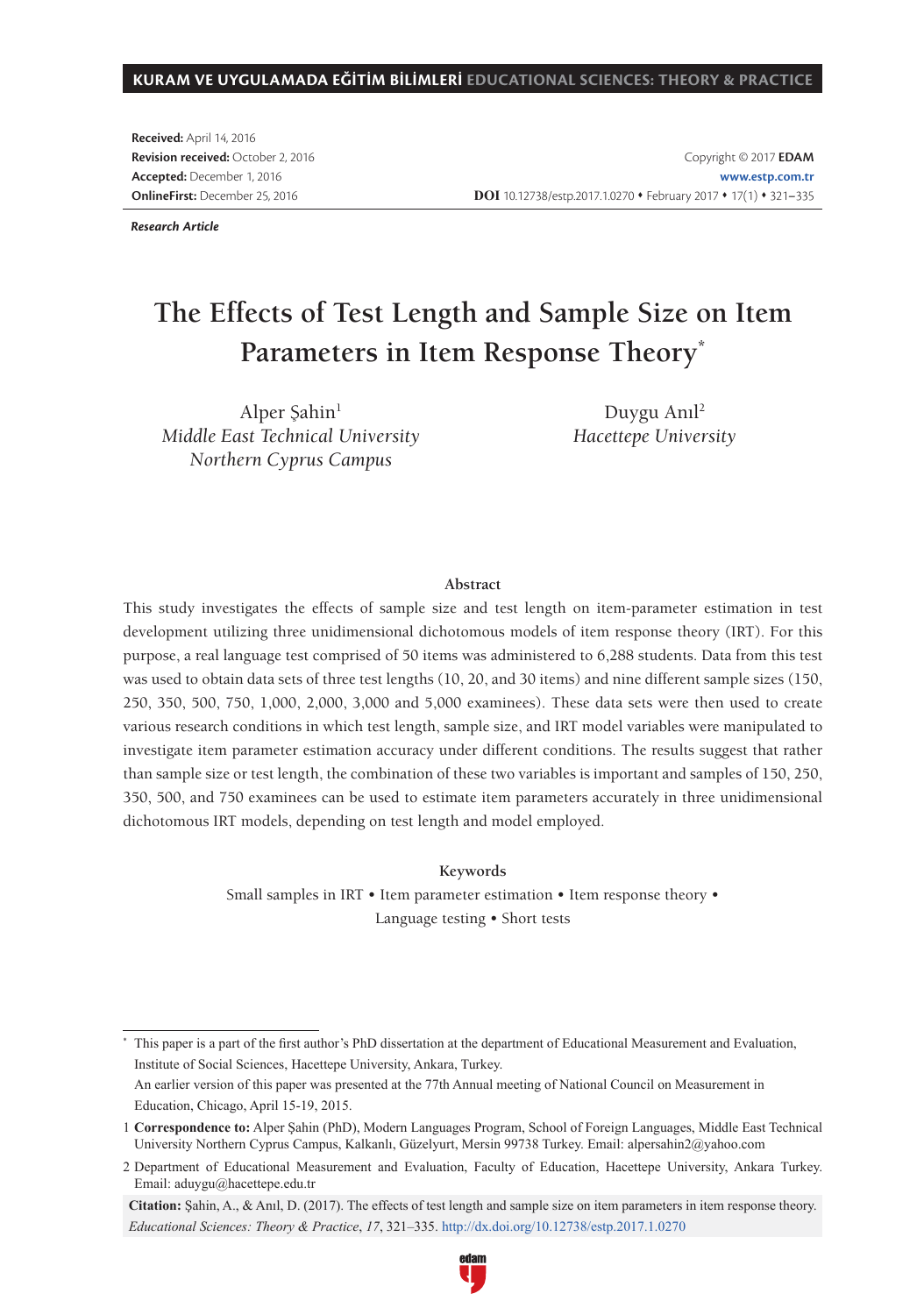**Received:** April 14, 2016
**Revision received:** October 2, 2016
**Accepted:** December 1, 2016
**OnlineFirst:** December 25, 2016

Copyright © 2017 **EDAM**
**www.estp.com.tr**
**DOI** 10.12738/estp.2017.1.0270 ♦ February 2017 ♦ 17(1) ♦ 321–335

***Research Article***

# The Effects of Test Length and Sample Size on Item Parameters in Item Response Theory*

Alper Şahin[1]
*Middle East Technical University Northern Cyprus Campus*

Duygu Anıl[2]
*Hacettepe University*

## Abstract

This study investigates the effects of sample size and test length on item-parameter estimation in test development utilizing three unidimensional dichotomous models of item response theory (IRT). For this purpose, a real language test comprised of 50 items was administered to 6,288 students. Data from this test was used to obtain data sets of three test lengths (10, 20, and 30 items) and nine different sample sizes (150, 250, 350, 500, 750, 1,000, 2,000, 3,000 and 5,000 examinees). These data sets were then used to create various research conditions in which test length, sample size, and IRT model variables were manipulated to investigate item parameter estimation accuracy under different conditions. The results suggest that rather than sample size or test length, the combination of these two variables is important and samples of 150, 250, 350, 500, and 750 examinees can be used to estimate item parameters accurately in three unidimensional dichotomous IRT models, depending on test length and model employed.

## Keywords

Small samples in IRT • Item parameter estimation • Item response theory • Language testing • Short tests

---

\* This paper is a part of the first author's PhD dissertation at the department of Educational Measurement and Evaluation, Institute of Social Sciences, Hacettepe University, Ankara, Turkey.
An earlier version of this paper was presented at the 77th Annual meeting of National Council on Measurement in Education, Chicago, April 15-19, 2015.

1 **Correspondence to:** Alper Şahin (PhD), Modern Languages Program, School of Foreign Languages, Middle East Technical University Northern Cyprus Campus, Kalkanlı, Güzelyurt, Mersin 99738 Turkey. Email: alpersahin2@yahoo.com

2 Department of Educational Measurement and Evaluation, Faculty of Education, Hacettepe University, Ankara Turkey. Email: aduygu@hacettepe.edu.tr

**Citation:** Şahin, A., & Anıl, D. (2017). The effects of test length and sample size on item parameters in item response theory. *Educational Sciences: Theory & Practice*, *17*, 321–335. http://dx.doi.org/10.12738/estp.2017.1.0270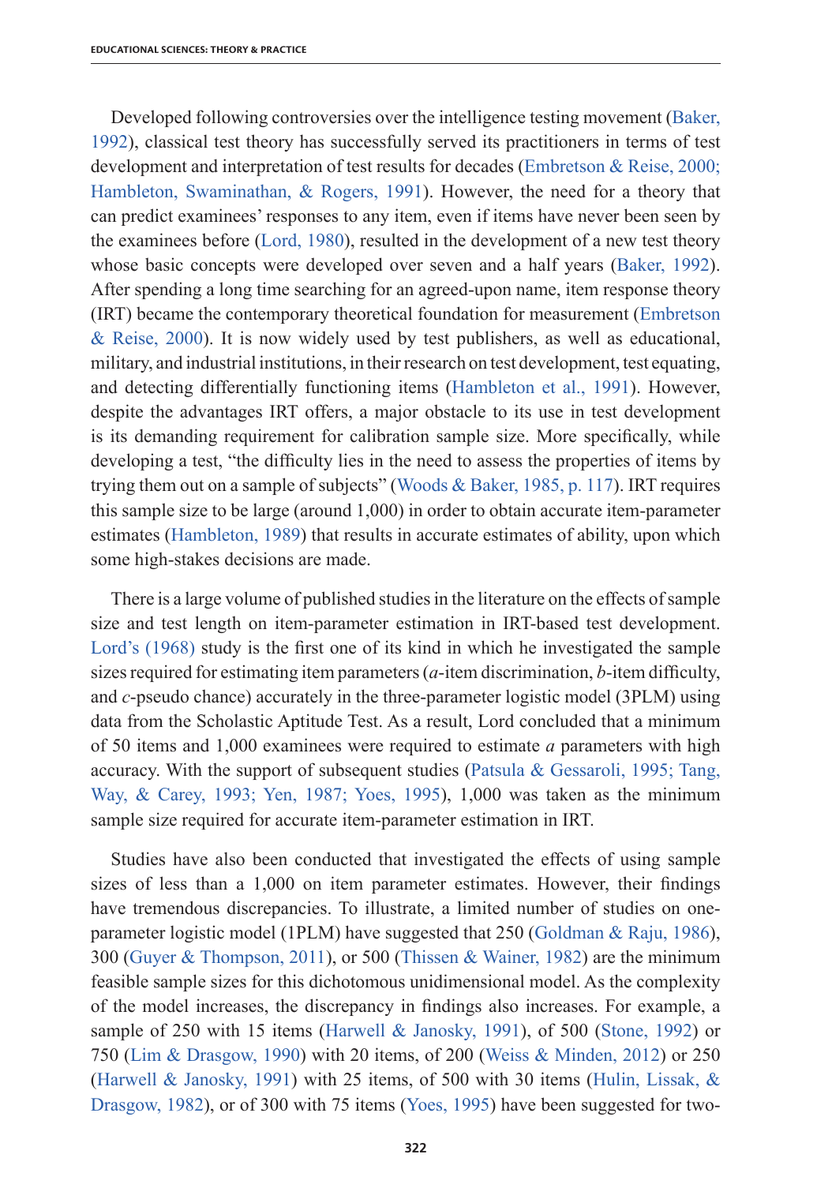Developed following controversies over the intelligence testing movement (Baker, 1992), classical test theory has successfully served its practitioners in terms of test development and interpretation of test results for decades (Embretson & Reise, 2000; Hambleton, Swaminathan, & Rogers, 1991). However, the need for a theory that can predict examinees' responses to any item, even if items have never been seen by the examinees before (Lord, 1980), resulted in the development of a new test theory whose basic concepts were developed over seven and a half years (Baker, 1992). After spending a long time searching for an agreed-upon name, item response theory (IRT) became the contemporary theoretical foundation for measurement (Embretson & Reise, 2000). It is now widely used by test publishers, as well as educational, military, and industrial institutions, in their research on test development, test equating, and detecting differentially functioning items (Hambleton et al., 1991). However, despite the advantages IRT offers, a major obstacle to its use in test development is its demanding requirement for calibration sample size. More specifically, while developing a test, "the difficulty lies in the need to assess the properties of items by trying them out on a sample of subjects" (Woods & Baker, 1985, p. 117). IRT requires this sample size to be large (around 1,000) in order to obtain accurate item-parameter estimates (Hambleton, 1989) that results in accurate estimates of ability, upon which some high-stakes decisions are made.

There is a large volume of published studies in the literature on the effects of sample size and test length on item-parameter estimation in IRT-based test development. Lord's (1968) study is the first one of its kind in which he investigated the sample sizes required for estimating item parameters (*a*-item discrimination, *b*-item difficulty, and *c*-pseudo chance) accurately in the three-parameter logistic model (3PLM) using data from the Scholastic Aptitude Test. As a result, Lord concluded that a minimum of 50 items and 1,000 examinees were required to estimate *a* parameters with high accuracy. With the support of subsequent studies (Patsula & Gessaroli, 1995; Tang, Way, & Carey, 1993; Yen, 1987; Yoes, 1995), 1,000 was taken as the minimum sample size required for accurate item-parameter estimation in IRT.

Studies have also been conducted that investigated the effects of using sample sizes of less than a 1,000 on item parameter estimates. However, their findings have tremendous discrepancies. To illustrate, a limited number of studies on one-parameter logistic model (1PLM) have suggested that 250 (Goldman & Raju, 1986), 300 (Guyer & Thompson, 2011), or 500 (Thissen & Wainer, 1982) are the minimum feasible sample sizes for this dichotomous unidimensional model. As the complexity of the model increases, the discrepancy in findings also increases. For example, a sample of 250 with 15 items (Harwell & Janosky, 1991), of 500 (Stone, 1992) or 750 (Lim & Drasgow, 1990) with 20 items, of 200 (Weiss & Minden, 2012) or 250 (Harwell & Janosky, 1991) with 25 items, of 500 with 30 items (Hulin, Lissak, & Drasgow, 1982), or of 300 with 75 items (Yoes, 1995) have been suggested for two-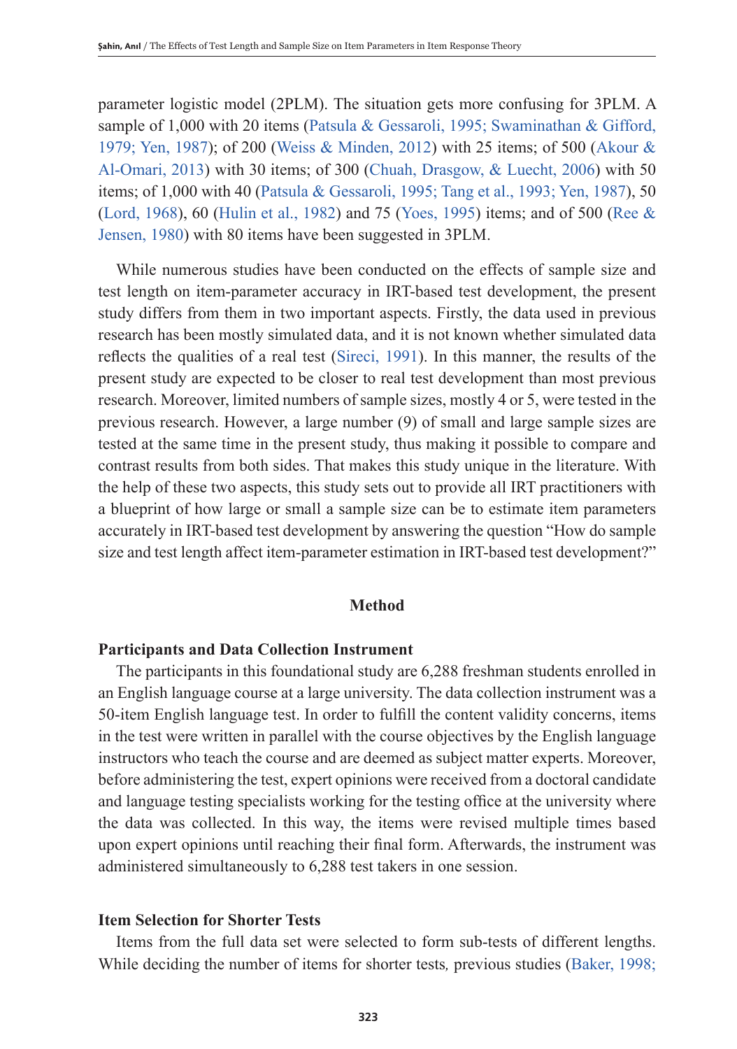parameter logistic model (2PLM). The situation gets more confusing for 3PLM. A sample of 1,000 with 20 items (Patsula & Gessaroli, 1995; Swaminathan & Gifford, 1979; Yen, 1987); of 200 (Weiss & Minden, 2012) with 25 items; of 500 (Akour & Al-Omari, 2013) with 30 items; of 300 (Chuah, Drasgow, & Luecht, 2006) with 50 items; of 1,000 with 40 (Patsula & Gessaroli, 1995; Tang et al., 1993; Yen, 1987), 50 (Lord, 1968), 60 (Hulin et al., 1982) and 75 (Yoes, 1995) items; and of 500 (Ree & Jensen, 1980) with 80 items have been suggested in 3PLM.

While numerous studies have been conducted on the effects of sample size and test length on item-parameter accuracy in IRT-based test development, the present study differs from them in two important aspects. Firstly, the data used in previous research has been mostly simulated data, and it is not known whether simulated data reflects the qualities of a real test (Sireci, 1991). In this manner, the results of the present study are expected to be closer to real test development than most previous research. Moreover, limited numbers of sample sizes, mostly 4 or 5, were tested in the previous research. However, a large number (9) of small and large sample sizes are tested at the same time in the present study, thus making it possible to compare and contrast results from both sides. That makes this study unique in the literature. With the help of these two aspects, this study sets out to provide all IRT practitioners with a blueprint of how large or small a sample size can be to estimate item parameters accurately in IRT-based test development by answering the question "How do sample size and test length affect item-parameter estimation in IRT-based test development?"

## Method

### Participants and Data Collection Instrument

The participants in this foundational study are 6,288 freshman students enrolled in an English language course at a large university. The data collection instrument was a 50-item English language test. In order to fulfill the content validity concerns, items in the test were written in parallel with the course objectives by the English language instructors who teach the course and are deemed as subject matter experts. Moreover, before administering the test, expert opinions were received from a doctoral candidate and language testing specialists working for the testing office at the university where the data was collected. In this way, the items were revised multiple times based upon expert opinions until reaching their final form. Afterwards, the instrument was administered simultaneously to 6,288 test takers in one session.

### Item Selection for Shorter Tests

Items from the full data set were selected to form sub-tests of different lengths. While deciding the number of items for shorter tests, previous studies (Baker, 1998;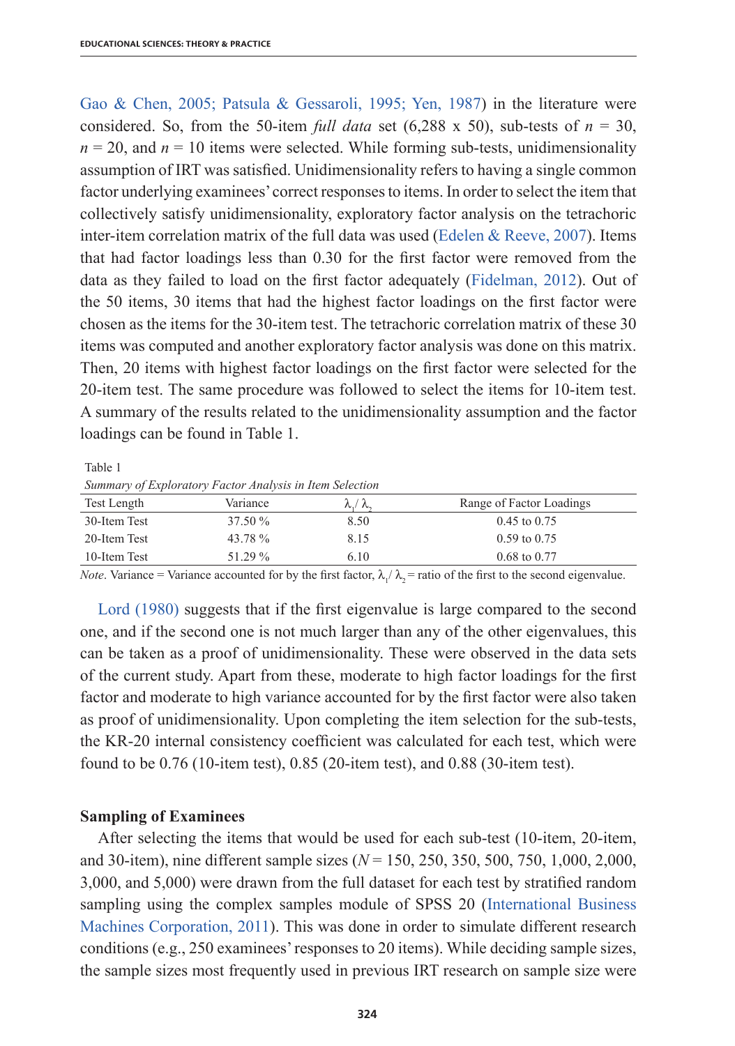Gao & Chen, 2005; Patsula & Gessaroli, 1995; Yen, 1987) in the literature were considered. So, from the 50-item *full data* set (6,288 x 50), sub-tests of $n$ = 30, $n$ = 20, and $n$ = 10 items were selected. While forming sub-tests, unidimensionality assumption of IRT was satisfied. Unidimensionality refers to having a single common factor underlying examinees' correct responses to items. In order to select the item that collectively satisfy unidimensionality, exploratory factor analysis on the tetrachoric inter-item correlation matrix of the full data was used (Edelen & Reeve, 2007). Items that had factor loadings less than 0.30 for the first factor were removed from the data as they failed to load on the first factor adequately (Fidelman, 2012). Out of the 50 items, 30 items that had the highest factor loadings on the first factor were chosen as the items for the 30-item test. The tetrachoric correlation matrix of these 30 items was computed and another exploratory factor analysis was done on this matrix. Then, 20 items with highest factor loadings on the first factor were selected for the 20-item test. The same procedure was followed to select the items for 10-item test. A summary of the results related to the unidimensionality assumption and the factor loadings can be found in Table 1.

Table 1

*Summary of Exploratory Factor Analysis in Item Selection*

| Test Length | Variance | $\lambda_1/\lambda_2$ | Range of Factor Loadings |
|---|---|---|---|
| 30-Item Test | 37.50 % | 8.50 | 0.45 to 0.75 |
| 20-Item Test | 43.78 % | 8.15 | 0.59 to 0.75 |
| 10-Item Test | 51.29 % | 6.10 | 0.68 to 0.77 |

*Note*. Variance = Variance accounted for by the first factor, $\lambda_1/\lambda_2$ = ratio of the first to the second eigenvalue.

Lord (1980) suggests that if the first eigenvalue is large compared to the second one, and if the second one is not much larger than any of the other eigenvalues, this can be taken as a proof of unidimensionality. These were observed in the data sets of the current study. Apart from these, moderate to high factor loadings for the first factor and moderate to high variance accounted for by the first factor were also taken as proof of unidimensionality. Upon completing the item selection for the sub-tests, the KR-20 internal consistency coefficient was calculated for each test, which were found to be 0.76 (10-item test), 0.85 (20-item test), and 0.88 (30-item test).

**Sampling of Examinees**

After selecting the items that would be used for each sub-test (10-item, 20-item, and 30-item), nine different sample sizes ($N$ = 150, 250, 350, 500, 750, 1,000, 2,000, 3,000, and 5,000) were drawn from the full dataset for each test by stratified random sampling using the complex samples module of SPSS 20 (International Business Machines Corporation, 2011). This was done in order to simulate different research conditions (e.g., 250 examinees' responses to 20 items). While deciding sample sizes, the sample sizes most frequently used in previous IRT research on sample size were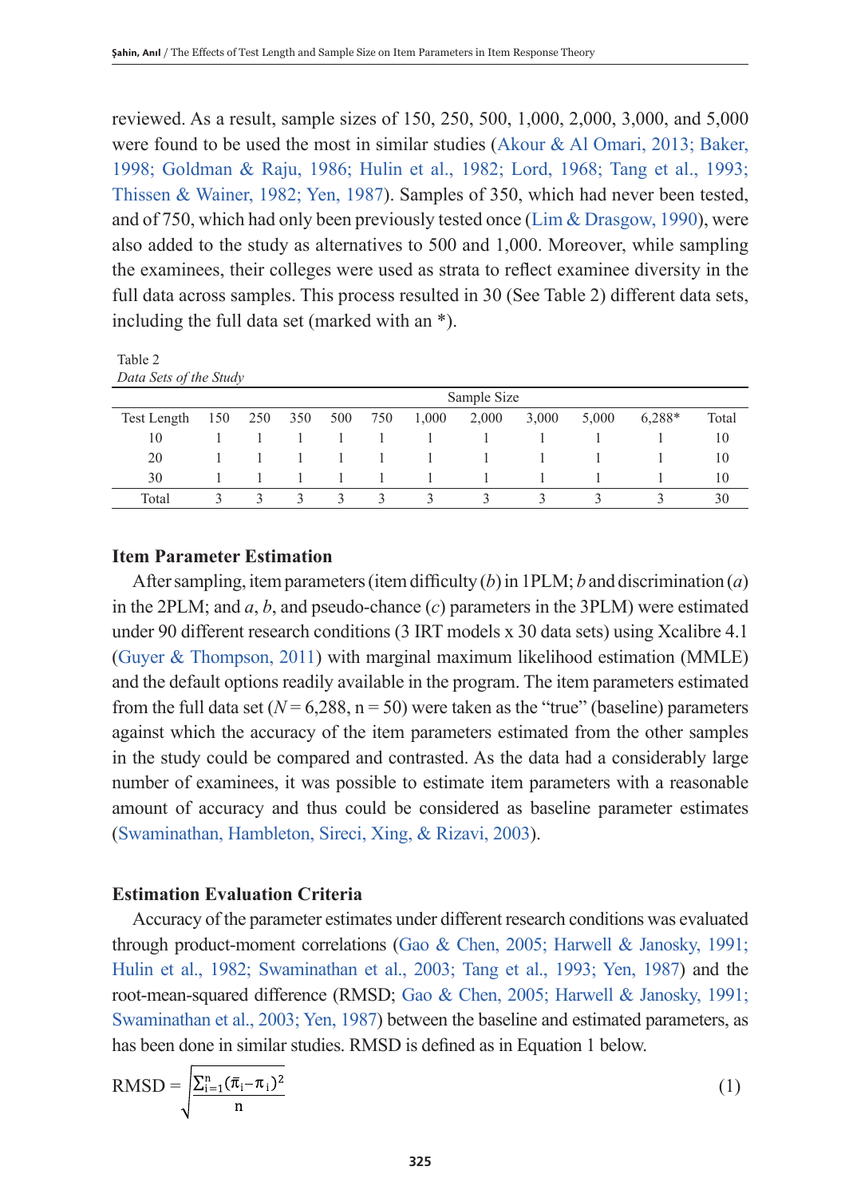reviewed. As a result, sample sizes of 150, 250, 500, 1,000, 2,000, 3,000, and 5,000 were found to be used the most in similar studies (Akour & Al Omari, 2013; Baker, 1998; Goldman & Raju, 1986; Hulin et al., 1982; Lord, 1968; Tang et al., 1993; Thissen & Wainer, 1982; Yen, 1987). Samples of 350, which had never been tested, and of 750, which had only been previously tested once (Lim & Drasgow, 1990), were also added to the study as alternatives to 500 and 1,000. Moreover, while sampling the examinees, their colleges were used as strata to reflect examinee diversity in the full data across samples. This process resulted in 30 (See Table 2) different data sets, including the full data set (marked with an *).

Table 2
*Data Sets of the Study*

| | Sample Size | | | | | | | | | | |
|---|---|---|---|---|---|---|---|---|---|---|---|
| Test Length | 150 | 250 | 350 | 500 | 750 | 1,000 | 2,000 | 3,000 | 5,000 | 6,288* | Total |
| 10 | 1 | 1 | 1 | 1 | 1 | 1 | 1 | 1 | 1 | 1 | 10 |
| 20 | 1 | 1 | 1 | 1 | 1 | 1 | 1 | 1 | 1 | 1 | 10 |
| 30 | 1 | 1 | 1 | 1 | 1 | 1 | 1 | 1 | 1 | 1 | 10 |
| Total | 3 | 3 | 3 | 3 | 3 | 3 | 3 | 3 | 3 | 3 | 30 |

### Item Parameter Estimation

After sampling, item parameters (item difficulty ($b$) in 1PLM; $b$ and discrimination ($a$) in the 2PLM; and $a$, $b$, and pseudo-chance ($c$) parameters in the 3PLM) were estimated under 90 different research conditions (3 IRT models x 30 data sets) using Xcalibre 4.1 (Guyer & Thompson, 2011) with marginal maximum likelihood estimation (MMLE) and the default options readily available in the program. The item parameters estimated from the full data set ($N = 6{,}288$, $n = 50$) were taken as the "true" (baseline) parameters against which the accuracy of the item parameters estimated from the other samples in the study could be compared and contrasted. As the data had a considerably large number of examinees, it was possible to estimate item parameters with a reasonable amount of accuracy and thus could be considered as baseline parameter estimates (Swaminathan, Hambleton, Sireci, Xing, & Rizavi, 2003).

### Estimation Evaluation Criteria

Accuracy of the parameter estimates under different research conditions was evaluated through product-moment correlations (Gao & Chen, 2005; Harwell & Janosky, 1991; Hulin et al., 1982; Swaminathan et al., 2003; Tang et al., 1993; Yen, 1987) and the root-mean-squared difference (RMSD; Gao & Chen, 2005; Harwell & Janosky, 1991; Swaminathan et al., 2003; Yen, 1987) between the baseline and estimated parameters, as has been done in similar studies. RMSD is defined as in Equation 1 below.

$$\text{RMSD} = \sqrt{\frac{\sum_{i=1}^{n}(\bar{\pi}_i - \pi_i)^2}{n}} \quad (1)$$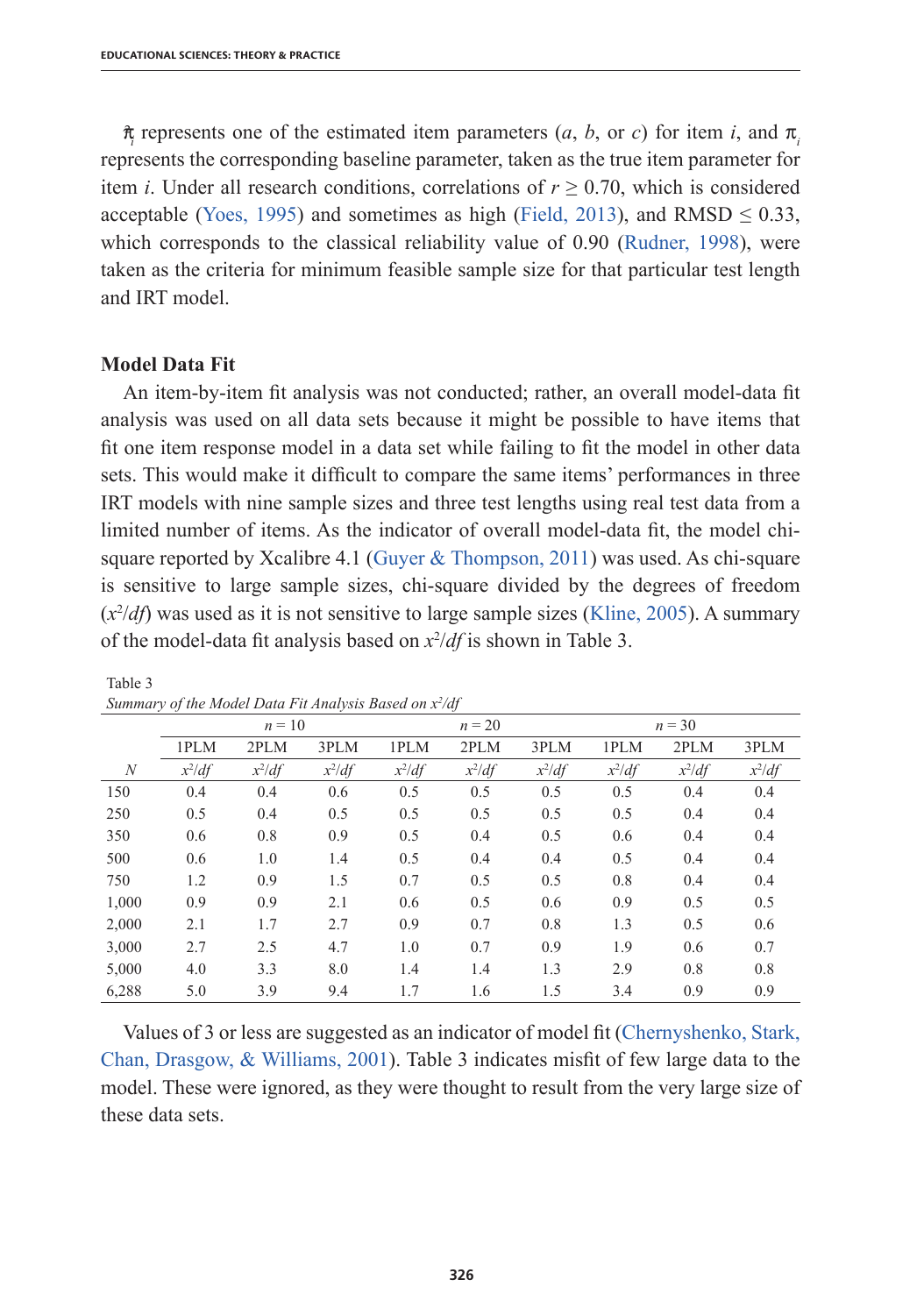$\hat{\pi}_i$ represents one of the estimated item parameters ($a$, $b$, or $c$) for item $i$, and $\pi_i$ represents the corresponding baseline parameter, taken as the true item parameter for item $i$. Under all research conditions, correlations of $r \geq 0.70$, which is considered acceptable (Yoes, 1995) and sometimes as high (Field, 2013), and RMSD $\leq 0.33$, which corresponds to the classical reliability value of 0.90 (Rudner, 1998), were taken as the criteria for minimum feasible sample size for that particular test length and IRT model.

### Model Data Fit

An item-by-item fit analysis was not conducted; rather, an overall model-data fit analysis was used on all data sets because it might be possible to have items that fit one item response model in a data set while failing to fit the model in other data sets. This would make it difficult to compare the same items' performances in three IRT models with nine sample sizes and three test lengths using real test data from a limited number of items. As the indicator of overall model-data fit, the model chi-square reported by Xcalibre 4.1 (Guyer & Thompson, 2011) was used. As chi-square is sensitive to large sample sizes, chi-square divided by the degrees of freedom ($x^2/df$) was used as it is not sensitive to large sample sizes (Kline, 2005). A summary of the model-data fit analysis based on $x^2/df$ is shown in Table 3.

Table 3
*Summary of the Model Data Fit Analysis Based on $x^2/df$*

| | $n = 10$ | | | $n = 20$ | | | $n = 30$ | | |
|---|---|---|---|---|---|---|---|---|---|
| | 1PLM | 2PLM | 3PLM | 1PLM | 2PLM | 3PLM | 1PLM | 2PLM | 3PLM |
| $N$ | $x^2/df$ | $x^2/df$ | $x^2/df$ | $x^2/df$ | $x^2/df$ | $x^2/df$ | $x^2/df$ | $x^2/df$ | $x^2/df$ |
| 150 | 0.4 | 0.4 | 0.6 | 0.5 | 0.5 | 0.5 | 0.5 | 0.4 | 0.4 |
| 250 | 0.5 | 0.4 | 0.5 | 0.5 | 0.5 | 0.5 | 0.5 | 0.4 | 0.4 |
| 350 | 0.6 | 0.8 | 0.9 | 0.5 | 0.4 | 0.5 | 0.6 | 0.4 | 0.4 |
| 500 | 0.6 | 1.0 | 1.4 | 0.5 | 0.4 | 0.4 | 0.5 | 0.4 | 0.4 |
| 750 | 1.2 | 0.9 | 1.5 | 0.7 | 0.5 | 0.5 | 0.8 | 0.4 | 0.4 |
| 1,000 | 0.9 | 0.9 | 2.1 | 0.6 | 0.5 | 0.6 | 0.9 | 0.5 | 0.5 |
| 2,000 | 2.1 | 1.7 | 2.7 | 0.9 | 0.7 | 0.8 | 1.3 | 0.5 | 0.6 |
| 3,000 | 2.7 | 2.5 | 4.7 | 1.0 | 0.7 | 0.9 | 1.9 | 0.6 | 0.7 |
| 5,000 | 4.0 | 3.3 | 8.0 | 1.4 | 1.4 | 1.3 | 2.9 | 0.8 | 0.8 |
| 6,288 | 5.0 | 3.9 | 9.4 | 1.7 | 1.6 | 1.5 | 3.4 | 0.9 | 0.9 |

Values of 3 or less are suggested as an indicator of model fit (Chernyshenko, Stark, Chan, Drasgow, & Williams, 2001). Table 3 indicates misfit of few large data to the model. These were ignored, as they were thought to result from the very large size of these data sets.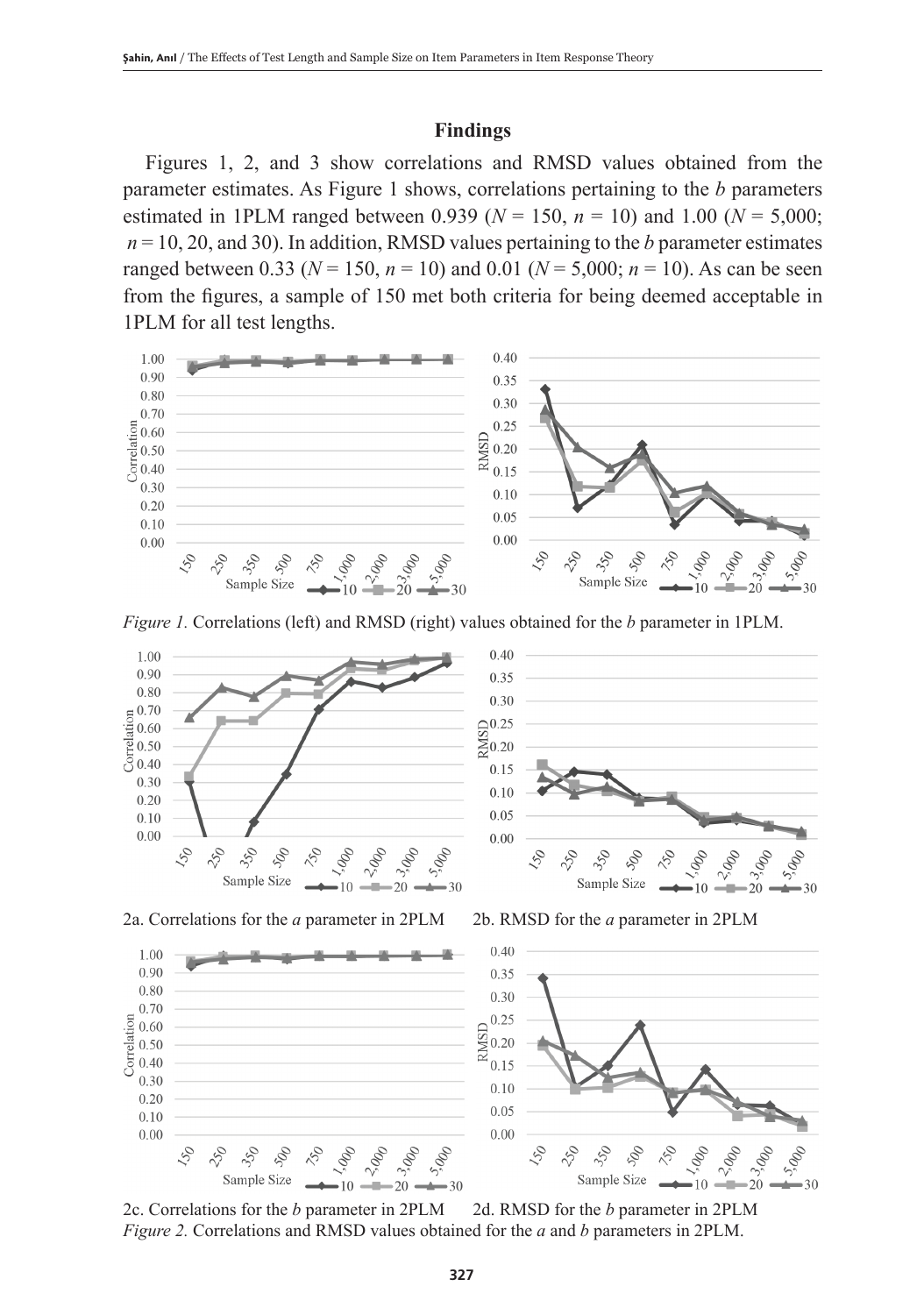## Findings

Figures 1, 2, and 3 show correlations and RMSD values obtained from the parameter estimates. As Figure 1 shows, correlations pertaining to the *b* parameters estimated in 1PLM ranged between 0.939 ($N$ = 150, $n$ = 10) and 1.00 ($N$ = 5,000; $n$ = 10, 20, and 30). In addition, RMSD values pertaining to the *b* parameter estimates ranged between 0.33 ($N$ = 150, $n$ = 10) and 0.01 ($N$ = 5,000; $n$ = 10). As can be seen from the figures, a sample of 150 met both criteria for being deemed acceptable in 1PLM for all test lengths.

*Figure 1.* Correlations (left) and RMSD (right) values obtained for the *b* parameter in 1PLM.

2a. Correlations for the *a* parameter in 2PLM

2b. RMSD for the *a* parameter in 2PLM

2c. Correlations for the *b* parameter in 2PLM

2d. RMSD for the *b* parameter in 2PLM

*Figure 2.* Correlations and RMSD values obtained for the *a* and *b* parameters in 2PLM.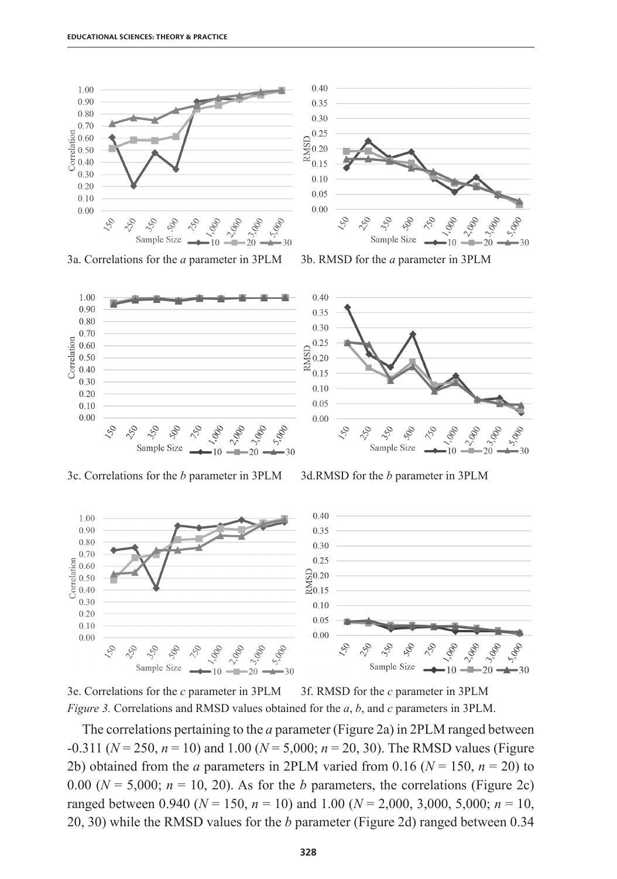3a. Correlations for the *a* parameter in 3PLM

3b. RMSD for the *a* parameter in 3PLM

3c. Correlations for the *b* parameter in 3PLM

3d. RMSD for the *b* parameter in 3PLM

3e. Correlations for the *c* parameter in 3PLM

3f. RMSD for the *c* parameter in 3PLM

*Figure 3.* Correlations and RMSD values obtained for the *a*, *b*, and *c* parameters in 3PLM.

The correlations pertaining to the *a* parameter (Figure 2a) in 2PLM ranged between -0.311 ($N = 250$, $n = 10$) and 1.00 ($N = 5{,}000$; $n = 20, 30$). The RMSD values (Figure 2b) obtained from the *a* parameters in 2PLM varied from 0.16 ($N = 150$, $n = 20$) to 0.00 ($N = 5{,}000$; $n = 10, 20$). As for the *b* parameters, the correlations (Figure 2c) ranged between 0.940 ($N = 150$, $n = 10$) and 1.00 ($N = 2{,}000, 3{,}000, 5{,}000$; $n = 10, 20, 30$) while the RMSD values for the *b* parameter (Figure 2d) ranged between 0.34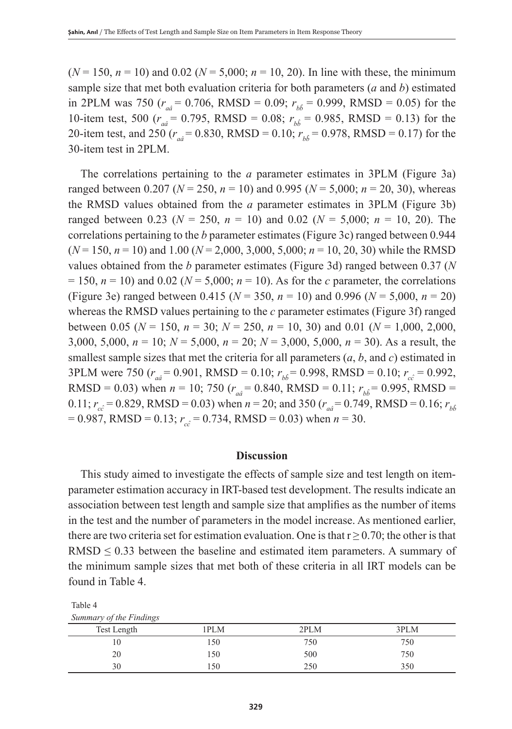($N$ = 150, $n$ = 10) and 0.02 ($N$ = 5,000; $n$ = 10, 20). In line with these, the minimum sample size that met both evaluation criteria for both parameters ($a$ and $b$) estimated in 2PLM was 750 ($r_{a\hat{a}}$ = 0.706, RMSD = 0.09; $r_{b\hat{b}}$ = 0.999, RMSD = 0.05) for the 10-item test, 500 ($r_{a\hat{a}}$ = 0.795, RMSD = 0.08; $r_{b\hat{b}}$ = 0.985, RMSD = 0.13) for the 20-item test, and 250 ($r_{a\hat{a}}$ = 0.830, RMSD = 0.10; $r_{b\hat{b}}$ = 0.978, RMSD = 0.17) for the 30-item test in 2PLM.

The correlations pertaining to the $a$ parameter estimates in 3PLM (Figure 3a) ranged between 0.207 ($N$ = 250, $n$ = 10) and 0.995 ($N$ = 5,000; $n$ = 20, 30), whereas the RMSD values obtained from the $a$ parameter estimates in 3PLM (Figure 3b) ranged between 0.23 ($N$ = 250, $n$ = 10) and 0.02 ($N$ = 5,000; $n$ = 10, 20). The correlations pertaining to the $b$ parameter estimates (Figure 3c) ranged between 0.944 ($N$ = 150, $n$ = 10) and 1.00 ($N$ = 2,000, 3,000, 5,000; $n$ = 10, 20, 30) while the RMSD values obtained from the $b$ parameter estimates (Figure 3d) ranged between 0.37 ($N$ = 150, $n$ = 10) and 0.02 ($N$ = 5,000; $n$ = 10). As for the $c$ parameter, the correlations (Figure 3e) ranged between 0.415 ($N$ = 350, $n$ = 10) and 0.996 ($N$ = 5,000, $n$ = 20) whereas the RMSD values pertaining to the $c$ parameter estimates (Figure 3f) ranged between 0.05 ($N$ = 150, $n$ = 30; $N$ = 250, $n$ = 10, 30) and 0.01 ($N$ = 1,000, 2,000, 3,000, 5,000, $n$ = 10; $N$ = 5,000, $n$ = 20; $N$ = 3,000, 5,000, $n$ = 30). As a result, the smallest sample sizes that met the criteria for all parameters ($a$, $b$, and $c$) estimated in 3PLM were 750 ($r_{a\hat{a}}$ = 0.901, RMSD = 0.10; $r_{b\hat{b}}$ = 0.998, RMSD = 0.10; $r_{c\hat{c}}$ = 0.992, RMSD = 0.03) when $n$ = 10; 750 ($r_{a\hat{a}}$ = 0.840, RMSD = 0.11; $r_{b\hat{b}}$ = 0.995, RMSD = 0.11; $r_{c\hat{c}}$ = 0.829, RMSD = 0.03) when $n$ = 20; and 350 ($r_{a\hat{a}}$ = 0.749, RMSD = 0.16; $r_{b\hat{b}}$ = 0.987, RMSD = 0.13; $r_{c\hat{c}}$ = 0.734, RMSD = 0.03) when $n$ = 30.

## Discussion

This study aimed to investigate the effects of sample size and test length on item-parameter estimation accuracy in IRT-based test development. The results indicate an association between test length and sample size that amplifies as the number of items in the test and the number of parameters in the model increase. As mentioned earlier, there are two criteria set for estimation evaluation. One is that $r \geq 0.70$; the other is that RMSD $\leq$ 0.33 between the baseline and estimated item parameters. A summary of the minimum sample sizes that met both of these criteria in all IRT models can be found in Table 4.

Table 4
*Summary of the Findings*

| Test Length | 1PLM | 2PLM | 3PLM |
|---|---|---|---|
| 10 | 150 | 750 | 750 |
| 20 | 150 | 500 | 750 |
| 30 | 150 | 250 | 350 |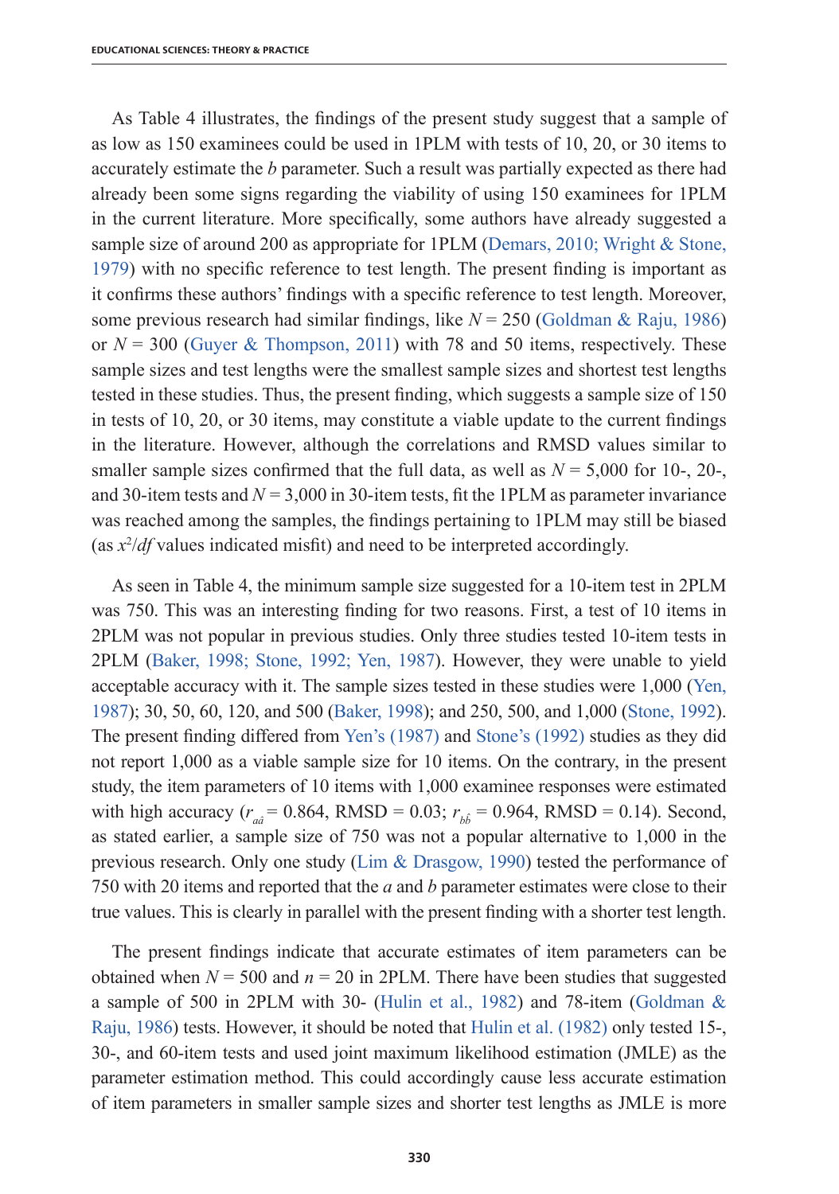As Table 4 illustrates, the findings of the present study suggest that a sample of as low as 150 examinees could be used in 1PLM with tests of 10, 20, or 30 items to accurately estimate the *b* parameter. Such a result was partially expected as there had already been some signs regarding the viability of using 150 examinees for 1PLM in the current literature. More specifically, some authors have already suggested a sample size of around 200 as appropriate for 1PLM (Demars, 2010; Wright & Stone, 1979) with no specific reference to test length. The present finding is important as it confirms these authors' findings with a specific reference to test length. Moreover, some previous research had similar findings, like $N = 250$ (Goldman & Raju, 1986) or $N = 300$ (Guyer & Thompson, 2011) with 78 and 50 items, respectively. These sample sizes and test lengths were the smallest sample sizes and shortest test lengths tested in these studies. Thus, the present finding, which suggests a sample size of 150 in tests of 10, 20, or 30 items, may constitute a viable update to the current findings in the literature. However, although the correlations and RMSD values similar to smaller sample sizes confirmed that the full data, as well as $N = 5{,}000$ for 10-, 20-, and 30-item tests and $N = 3{,}000$ in 30-item tests, fit the 1PLM as parameter invariance was reached among the samples, the findings pertaining to 1PLM may still be biased (as $x^2/df$ values indicated misfit) and need to be interpreted accordingly.

As seen in Table 4, the minimum sample size suggested for a 10-item test in 2PLM was 750. This was an interesting finding for two reasons. First, a test of 10 items in 2PLM was not popular in previous studies. Only three studies tested 10-item tests in 2PLM (Baker, 1998; Stone, 1992; Yen, 1987). However, they were unable to yield acceptable accuracy with it. The sample sizes tested in these studies were 1,000 (Yen, 1987); 30, 50, 60, 120, and 500 (Baker, 1998); and 250, 500, and 1,000 (Stone, 1992). The present finding differed from Yen's (1987) and Stone's (1992) studies as they did not report 1,000 as a viable sample size for 10 items. On the contrary, in the present study, the item parameters of 10 items with 1,000 examinee responses were estimated with high accuracy ($r_{a\hat{a}} = 0.864$, RMSD = 0.03; $r_{b\hat{b}} = 0.964$, RMSD = 0.14). Second, as stated earlier, a sample size of 750 was not a popular alternative to 1,000 in the previous research. Only one study (Lim & Drasgow, 1990) tested the performance of 750 with 20 items and reported that the *a* and *b* parameter estimates were close to their true values. This is clearly in parallel with the present finding with a shorter test length.

The present findings indicate that accurate estimates of item parameters can be obtained when $N = 500$ and $n = 20$ in 2PLM. There have been studies that suggested a sample of 500 in 2PLM with 30- (Hulin et al., 1982) and 78-item (Goldman & Raju, 1986) tests. However, it should be noted that Hulin et al. (1982) only tested 15-, 30-, and 60-item tests and used joint maximum likelihood estimation (JMLE) as the parameter estimation method. This could accordingly cause less accurate estimation of item parameters in smaller sample sizes and shorter test lengths as JMLE is more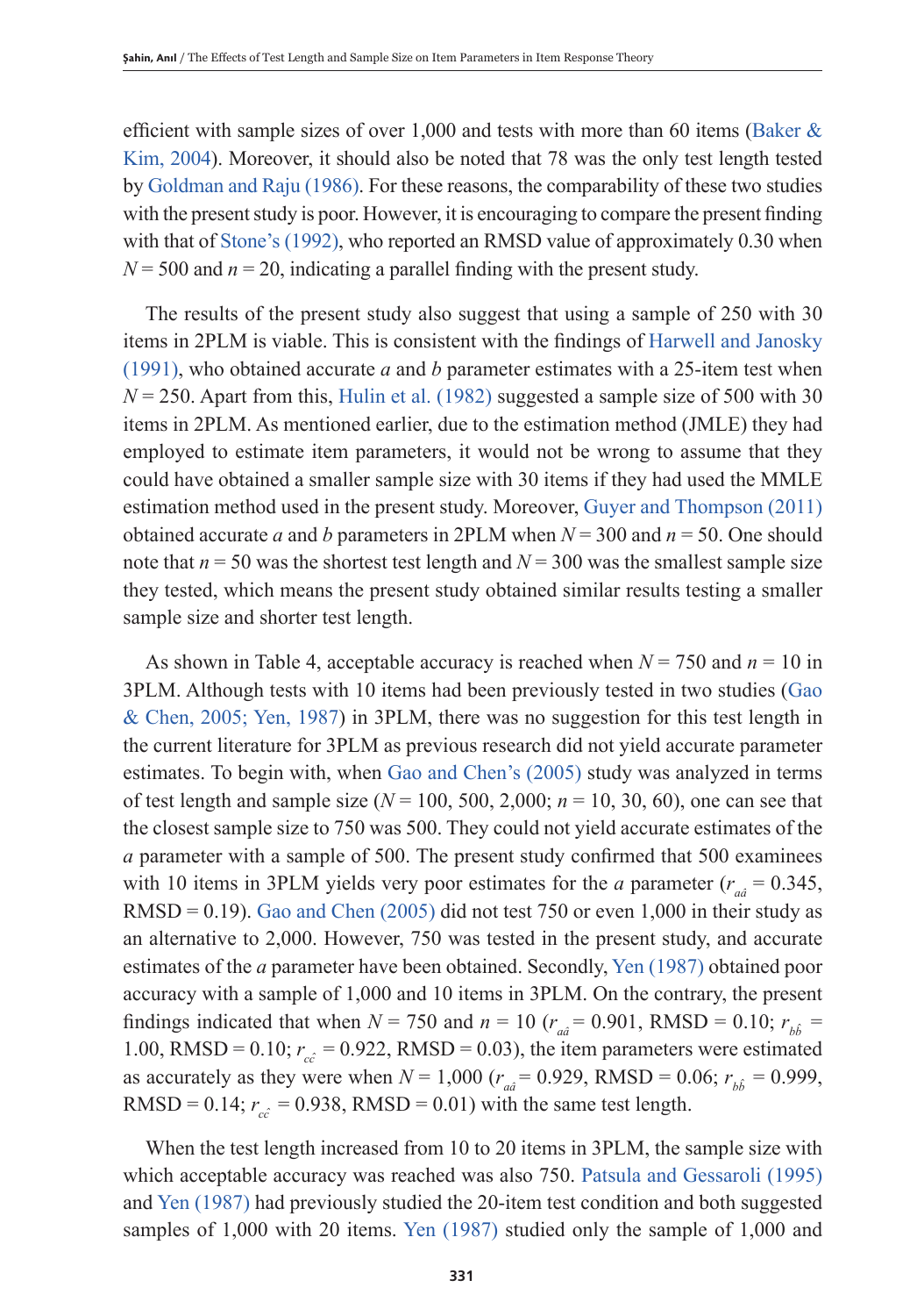efficient with sample sizes of over 1,000 and tests with more than 60 items (Baker & Kim, 2004). Moreover, it should also be noted that 78 was the only test length tested by Goldman and Raju (1986). For these reasons, the comparability of these two studies with the present study is poor. However, it is encouraging to compare the present finding with that of Stone's (1992), who reported an RMSD value of approximately 0.30 when $N = 500$ and $n = 20$, indicating a parallel finding with the present study.

The results of the present study also suggest that using a sample of 250 with 30 items in 2PLM is viable. This is consistent with the findings of Harwell and Janosky (1991), who obtained accurate *a* and *b* parameter estimates with a 25-item test when $N = 250$. Apart from this, Hulin et al. (1982) suggested a sample size of 500 with 30 items in 2PLM. As mentioned earlier, due to the estimation method (JMLE) they had employed to estimate item parameters, it would not be wrong to assume that they could have obtained a smaller sample size with 30 items if they had used the MMLE estimation method used in the present study. Moreover, Guyer and Thompson (2011) obtained accurate *a* and *b* parameters in 2PLM when $N = 300$ and $n = 50$. One should note that $n = 50$ was the shortest test length and $N = 300$ was the smallest sample size they tested, which means the present study obtained similar results testing a smaller sample size and shorter test length.

As shown in Table 4, acceptable accuracy is reached when $N = 750$ and $n = 10$ in 3PLM. Although tests with 10 items had been previously tested in two studies (Gao & Chen, 2005; Yen, 1987) in 3PLM, there was no suggestion for this test length in the current literature for 3PLM as previous research did not yield accurate parameter estimates. To begin with, when Gao and Chen's (2005) study was analyzed in terms of test length and sample size ($N = 100, 500, 2{,}000$; $n = 10, 30, 60$), one can see that the closest sample size to 750 was 500. They could not yield accurate estimates of the *a* parameter with a sample of 500. The present study confirmed that 500 examinees with 10 items in 3PLM yields very poor estimates for the *a* parameter ($r_{a\hat{a}} = 0.345$, RMSD = 0.19). Gao and Chen (2005) did not test 750 or even 1,000 in their study as an alternative to 2,000. However, 750 was tested in the present study, and accurate estimates of the *a* parameter have been obtained. Secondly, Yen (1987) obtained poor accuracy with a sample of 1,000 and 10 items in 3PLM. On the contrary, the present findings indicated that when $N = 750$ and $n = 10$ ($r_{a\hat{a}} = 0.901$, RMSD = 0.10; $r_{b\hat{b}} = 1.00$, RMSD = 0.10; $r_{c\hat{c}} = 0.922$, RMSD = 0.03), the item parameters were estimated as accurately as they were when $N = 1{,}000$ ($r_{a\hat{a}} = 0.929$, RMSD = 0.06; $r_{b\hat{b}} = 0.999$, RMSD = 0.14; $r_{c\hat{c}} = 0.938$, RMSD = 0.01) with the same test length.

When the test length increased from 10 to 20 items in 3PLM, the sample size with which acceptable accuracy was reached was also 750. Patsula and Gessaroli (1995) and Yen (1987) had previously studied the 20-item test condition and both suggested samples of 1,000 with 20 items. Yen (1987) studied only the sample of 1,000 and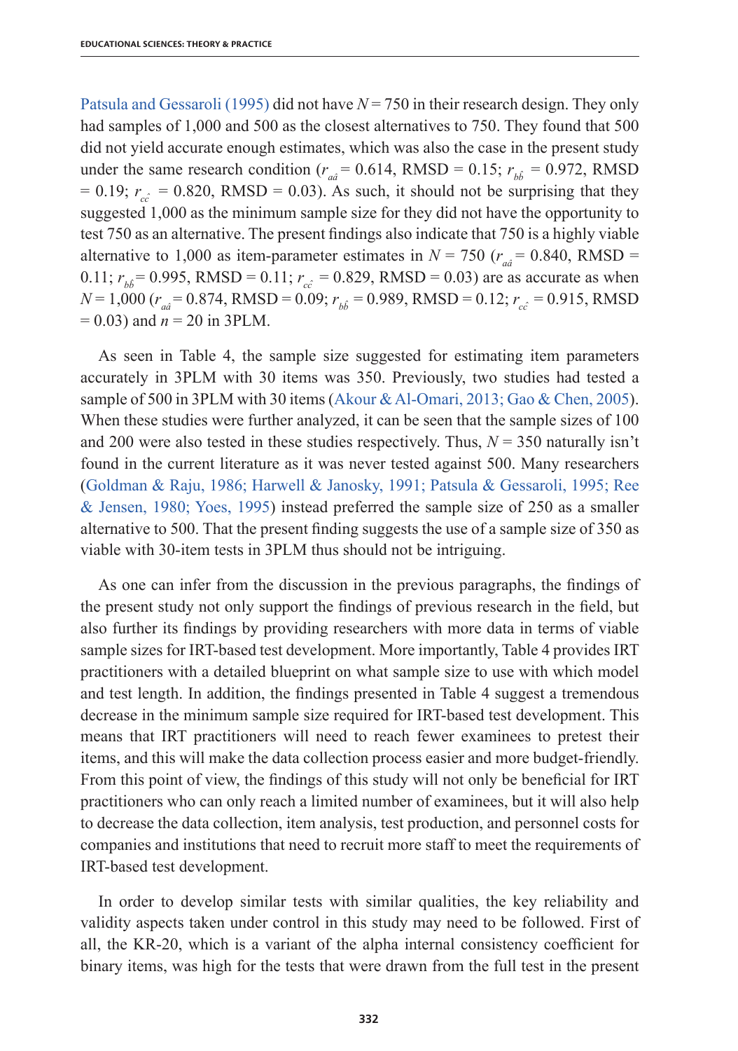Patsula and Gessaroli (1995) did not have $N = 750$ in their research design. They only had samples of 1,000 and 500 as the closest alternatives to 750. They found that 500 did not yield accurate enough estimates, which was also the case in the present study under the same research condition ($r_{a\hat{a}} = 0.614$, RMSD = 0.15; $r_{b\hat{b}} = 0.972$, RMSD = 0.19; $r_{c\hat{c}} = 0.820$, RMSD = 0.03). As such, it should not be surprising that they suggested 1,000 as the minimum sample size for they did not have the opportunity to test 750 as an alternative. The present findings also indicate that 750 is a highly viable alternative to 1,000 as item-parameter estimates in $N = 750$ ($r_{a\hat{a}} = 0.840$, RMSD = 0.11; $r_{b\hat{b}} = 0.995$, RMSD = 0.11; $r_{c\hat{c}} = 0.829$, RMSD = 0.03) are as accurate as when $N = 1{,}000$ ($r_{a\hat{a}} = 0.874$, RMSD = 0.09; $r_{b\hat{b}} = 0.989$, RMSD = 0.12; $r_{c\hat{c}} = 0.915$, RMSD = 0.03) and $n = 20$ in 3PLM.

As seen in Table 4, the sample size suggested for estimating item parameters accurately in 3PLM with 30 items was 350. Previously, two studies had tested a sample of 500 in 3PLM with 30 items (Akour & Al-Omari, 2013; Gao & Chen, 2005). When these studies were further analyzed, it can be seen that the sample sizes of 100 and 200 were also tested in these studies respectively. Thus, $N = 350$ naturally isn't found in the current literature as it was never tested against 500. Many researchers (Goldman & Raju, 1986; Harwell & Janosky, 1991; Patsula & Gessaroli, 1995; Ree & Jensen, 1980; Yoes, 1995) instead preferred the sample size of 250 as a smaller alternative to 500. That the present finding suggests the use of a sample size of 350 as viable with 30-item tests in 3PLM thus should not be intriguing.

As one can infer from the discussion in the previous paragraphs, the findings of the present study not only support the findings of previous research in the field, but also further its findings by providing researchers with more data in terms of viable sample sizes for IRT-based test development. More importantly, Table 4 provides IRT practitioners with a detailed blueprint on what sample size to use with which model and test length. In addition, the findings presented in Table 4 suggest a tremendous decrease in the minimum sample size required for IRT-based test development. This means that IRT practitioners will need to reach fewer examinees to pretest their items, and this will make the data collection process easier and more budget-friendly. From this point of view, the findings of this study will not only be beneficial for IRT practitioners who can only reach a limited number of examinees, but it will also help to decrease the data collection, item analysis, test production, and personnel costs for companies and institutions that need to recruit more staff to meet the requirements of IRT-based test development.

In order to develop similar tests with similar qualities, the key reliability and validity aspects taken under control in this study may need to be followed. First of all, the KR-20, which is a variant of the alpha internal consistency coefficient for binary items, was high for the tests that were drawn from the full test in the present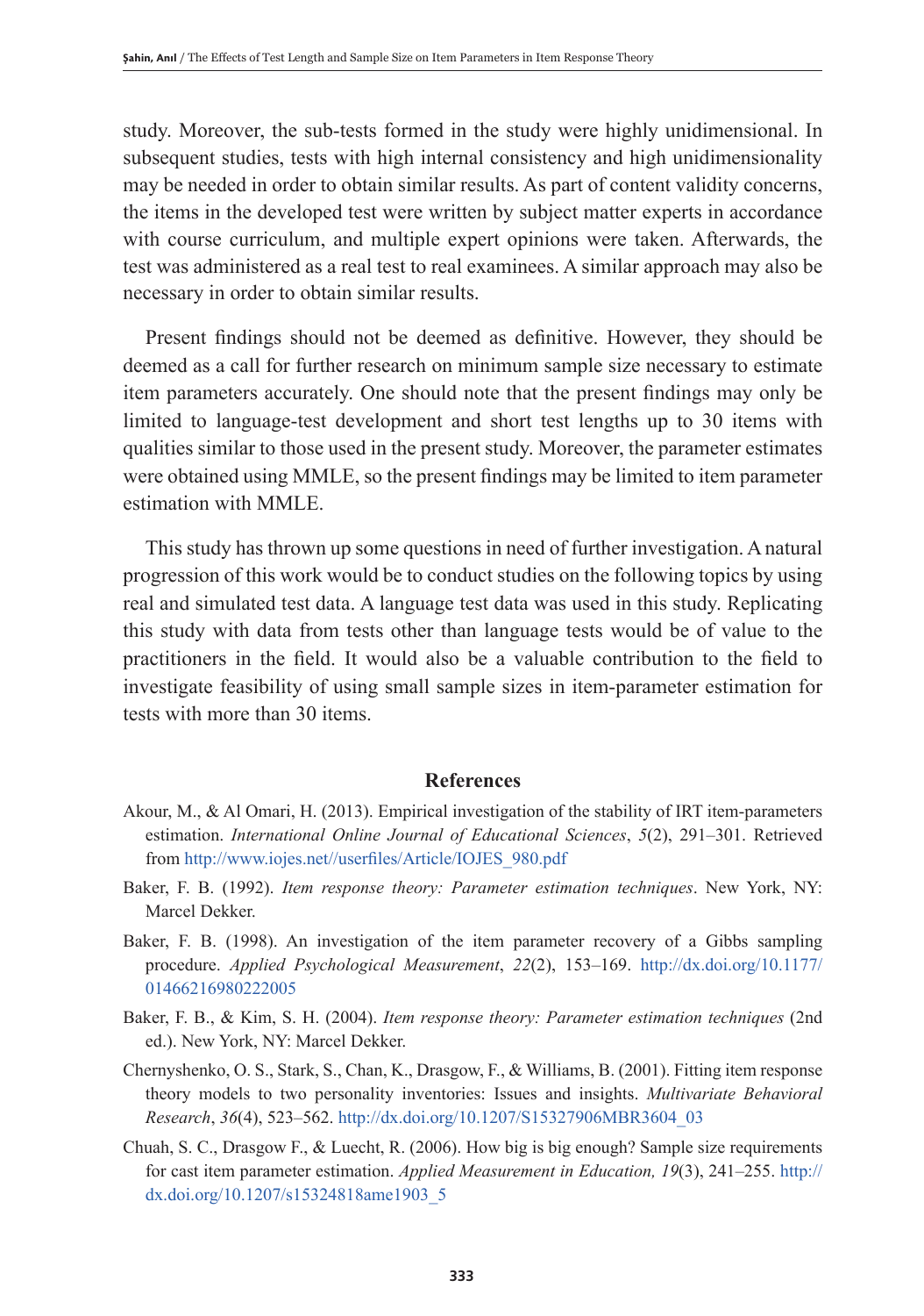study. Moreover, the sub-tests formed in the study were highly unidimensional. In subsequent studies, tests with high internal consistency and high unidimensionality may be needed in order to obtain similar results. As part of content validity concerns, the items in the developed test were written by subject matter experts in accordance with course curriculum, and multiple expert opinions were taken. Afterwards, the test was administered as a real test to real examinees. A similar approach may also be necessary in order to obtain similar results.

Present findings should not be deemed as definitive. However, they should be deemed as a call for further research on minimum sample size necessary to estimate item parameters accurately. One should note that the present findings may only be limited to language-test development and short test lengths up to 30 items with qualities similar to those used in the present study. Moreover, the parameter estimates were obtained using MMLE, so the present findings may be limited to item parameter estimation with MMLE.

This study has thrown up some questions in need of further investigation. A natural progression of this work would be to conduct studies on the following topics by using real and simulated test data. A language test data was used in this study. Replicating this study with data from tests other than language tests would be of value to the practitioners in the field. It would also be a valuable contribution to the field to investigate feasibility of using small sample sizes in item-parameter estimation for tests with more than 30 items.

## References

Akour, M., & Al Omari, H. (2013). Empirical investigation of the stability of IRT item-parameters estimation. *International Online Journal of Educational Sciences*, *5*(2), 291–301. Retrieved from http://www.iojes.net//userfiles/Article/IOJES_980.pdf

Baker, F. B. (1992). *Item response theory: Parameter estimation techniques*. New York, NY: Marcel Dekker.

Baker, F. B. (1998). An investigation of the item parameter recovery of a Gibbs sampling procedure. *Applied Psychological Measurement*, *22*(2), 153–169. http://dx.doi.org/10.1177/01466216980222005

Baker, F. B., & Kim, S. H. (2004). *Item response theory: Parameter estimation techniques* (2nd ed.). New York, NY: Marcel Dekker.

Chernyshenko, O. S., Stark, S., Chan, K., Drasgow, F., & Williams, B. (2001). Fitting item response theory models to two personality inventories: Issues and insights. *Multivariate Behavioral Research*, *36*(4), 523–562. http://dx.doi.org/10.1207/S15327906MBR3604_03

Chuah, S. C., Drasgow F., & Luecht, R. (2006). How big is big enough? Sample size requirements for cast item parameter estimation. *Applied Measurement in Education, 19*(3), 241–255. http://dx.doi.org/10.1207/s15324818ame1903_5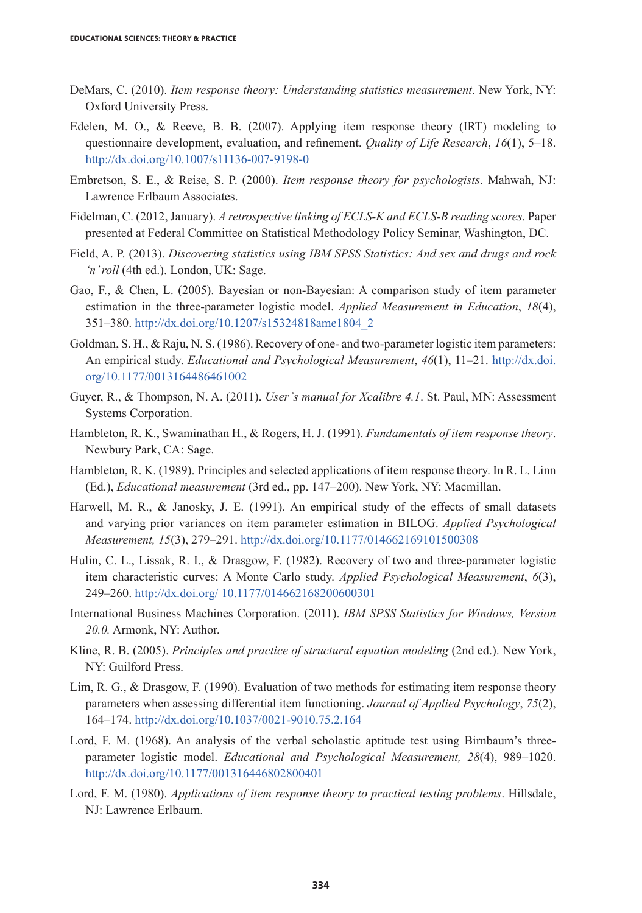DeMars, C. (2010). *Item response theory: Understanding statistics measurement*. New York, NY: Oxford University Press.

Edelen, M. O., & Reeve, B. B. (2007). Applying item response theory (IRT) modeling to questionnaire development, evaluation, and refinement. *Quality of Life Research*, *16*(1), 5–18. http://dx.doi.org/10.1007/s11136-007-9198-0

Embretson, S. E., & Reise, S. P. (2000). *Item response theory for psychologists*. Mahwah, NJ: Lawrence Erlbaum Associates.

Fidelman, C. (2012, January). *A retrospective linking of ECLS-K and ECLS-B reading scores*. Paper presented at Federal Committee on Statistical Methodology Policy Seminar, Washington, DC.

Field, A. P. (2013). *Discovering statistics using IBM SPSS Statistics: And sex and drugs and rock 'n' roll* (4th ed.). London, UK: Sage.

Gao, F., & Chen, L. (2005). Bayesian or non-Bayesian: A comparison study of item parameter estimation in the three-parameter logistic model. *Applied Measurement in Education*, *18*(4), 351–380. http://dx.doi.org/10.1207/s15324818ame1804_2

Goldman, S. H., & Raju, N. S. (1986). Recovery of one- and two-parameter logistic item parameters: An empirical study. *Educational and Psychological Measurement*, *46*(1), 11–21. http://dx.doi.org/10.1177/0013164486461002

Guyer, R., & Thompson, N. A. (2011). *User's manual for Xcalibre 4.1*. St. Paul, MN: Assessment Systems Corporation.

Hambleton, R. K., Swaminathan H., & Rogers, H. J. (1991). *Fundamentals of item response theory*. Newbury Park, CA: Sage.

Hambleton, R. K. (1989). Principles and selected applications of item response theory. In R. L. Linn (Ed.), *Educational measurement* (3rd ed., pp. 147–200). New York, NY: Macmillan.

Harwell, M. R., & Janosky, J. E. (1991). An empirical study of the effects of small datasets and varying prior variances on item parameter estimation in BILOG. *Applied Psychological Measurement, 15*(3), 279–291. http://dx.doi.org/10.1177/014662169101500308

Hulin, C. L., Lissak, R. I., & Drasgow, F. (1982). Recovery of two and three-parameter logistic item characteristic curves: A Monte Carlo study. *Applied Psychological Measurement*, *6*(3), 249–260. http://dx.doi.org/ 10.1177/014662168200600301

International Business Machines Corporation. (2011). *IBM SPSS Statistics for Windows, Version 20.0.* Armonk, NY: Author.

Kline, R. B. (2005). *Principles and practice of structural equation modeling* (2nd ed.). New York, NY: Guilford Press.

Lim, R. G., & Drasgow, F. (1990). Evaluation of two methods for estimating item response theory parameters when assessing differential item functioning. *Journal of Applied Psychology*, *75*(2), 164–174. http://dx.doi.org/10.1037/0021-9010.75.2.164

Lord, F. M. (1968). An analysis of the verbal scholastic aptitude test using Birnbaum's three-parameter logistic model. *Educational and Psychological Measurement, 28*(4), 989–1020. http://dx.doi.org/10.1177/001316446802800401

Lord, F. M. (1980). *Applications of item response theory to practical testing problems*. Hillsdale, NJ: Lawrence Erlbaum.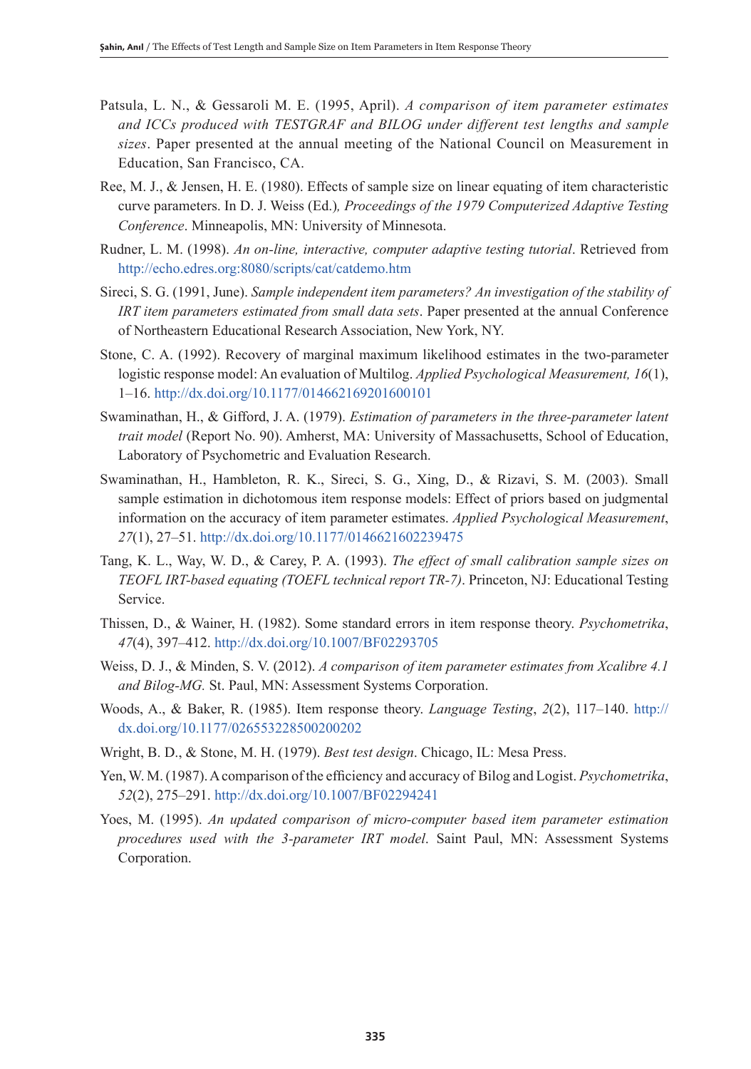Patsula, L. N., & Gessaroli M. E. (1995, April). *A comparison of item parameter estimates and ICCs produced with TESTGRAF and BILOG under different test lengths and sample sizes*. Paper presented at the annual meeting of the National Council on Measurement in Education, San Francisco, CA.

Ree, M. J., & Jensen, H. E. (1980). Effects of sample size on linear equating of item characteristic curve parameters. In D. J. Weiss (Ed.)*, Proceedings of the 1979 Computerized Adaptive Testing Conference*. Minneapolis, MN: University of Minnesota.

Rudner, L. M. (1998). *An on-line, interactive, computer adaptive testing tutorial*. Retrieved from http://echo.edres.org:8080/scripts/cat/catdemo.htm

Sireci, S. G. (1991, June). *Sample independent item parameters? An investigation of the stability of IRT item parameters estimated from small data sets*. Paper presented at the annual Conference of Northeastern Educational Research Association, New York, NY.

Stone, C. A. (1992). Recovery of marginal maximum likelihood estimates in the two-parameter logistic response model: An evaluation of Multilog. *Applied Psychological Measurement, 16*(1), 1–16. http://dx.doi.org/10.1177/014662169201600101

Swaminathan, H., & Gifford, J. A. (1979). *Estimation of parameters in the three-parameter latent trait model* (Report No. 90). Amherst, MA: University of Massachusetts, School of Education, Laboratory of Psychometric and Evaluation Research.

Swaminathan, H., Hambleton, R. K., Sireci, S. G., Xing, D., & Rizavi, S. M. (2003). Small sample estimation in dichotomous item response models: Effect of priors based on judgmental information on the accuracy of item parameter estimates. *Applied Psychological Measurement*, *27*(1), 27–51. http://dx.doi.org/10.1177/0146621602239475

Tang, K. L., Way, W. D., & Carey, P. A. (1993). *The effect of small calibration sample sizes on TEOFL IRT-based equating (TOEFL technical report TR-7)*. Princeton, NJ: Educational Testing Service.

Thissen, D., & Wainer, H. (1982). Some standard errors in item response theory. *Psychometrika*, *47*(4), 397–412. http://dx.doi.org/10.1007/BF02293705

Weiss, D. J., & Minden, S. V. (2012). *A comparison of item parameter estimates from Xcalibre 4.1 and Bilog-MG.* St. Paul, MN: Assessment Systems Corporation.

Woods, A., & Baker, R. (1985). Item response theory. *Language Testing*, *2*(2), 117–140. http://dx.doi.org/10.1177/026553228500200202

Wright, B. D., & Stone, M. H. (1979). *Best test design*. Chicago, IL: Mesa Press.

Yen, W. M. (1987). A comparison of the efficiency and accuracy of Bilog and Logist. *Psychometrika*, *52*(2), 275–291. http://dx.doi.org/10.1007/BF02294241

Yoes, M. (1995). *An updated comparison of micro-computer based item parameter estimation procedures used with the 3-parameter IRT model*. Saint Paul, MN: Assessment Systems Corporation.